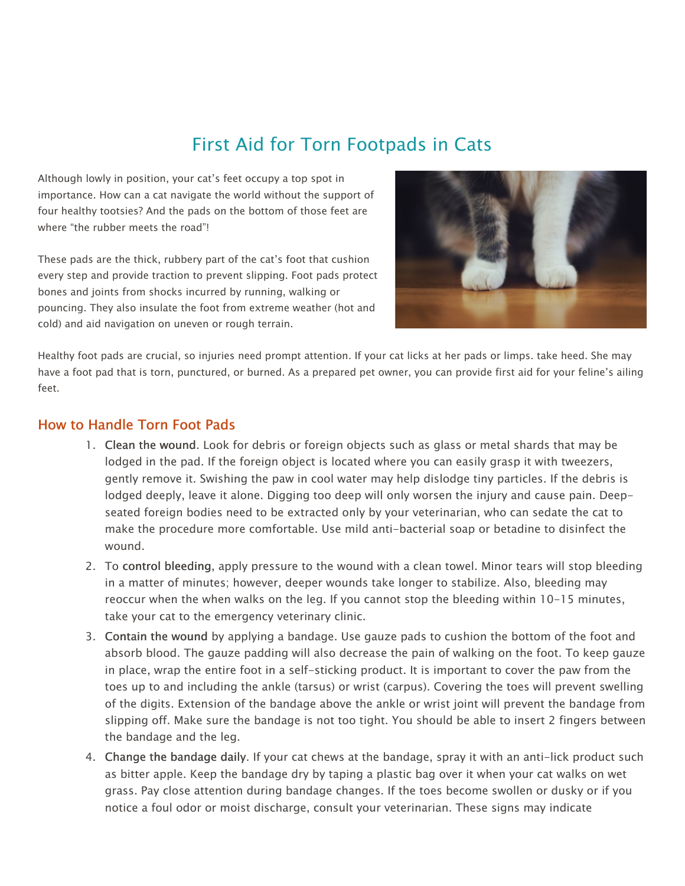# First Aid for Torn Footpads in Cats

Although lowly in position, your cat's feet occupy a top spot in importance. How can a cat navigate the world without the support of four healthy tootsies? And the pads on the bottom of those feet are where "the rubber meets the road"!

These pads are the thick, rubbery part of the cat's foot that cushion every step and provide traction to prevent slipping. Foot pads protect bones and joints from shocks incurred by running, walking or pouncing. They also insulate the foot from extreme weather (hot and cold) and aid navigation on uneven or rough terrain.

Healthy foot pads are crucial, so injuries need prompt attention. If your cat licks at her pads or limps. take heed. She may have a foot pad that is torn, punctured, or burned. As a prepared pet owner, you can provide first aid for your feline's ailing feet.

## How to Handle Torn Foot Pads

1. **Clean the wound**. Look for debris or foreign objects such as glass or metal shards that may be lodged in the pad. If the foreign object is located where you can easily grasp it with tweezers, gently remove it. Swishing the paw in cool water may help dislodge tiny particles. If the debris is lodged deeply, leave it alone. Digging too deep will only worsen the injury and cause pain. Deep-seated foreign bodies need to be extracted only by your veterinarian, who can sedate the cat to make the procedure more comfortable. Use mild anti-bacterial soap or betadine to disinfect the wound.
2. To **control bleeding**, apply pressure to the wound with a clean towel. Minor tears will stop bleeding in a matter of minutes; however, deeper wounds take longer to stabilize. Also, bleeding may reoccur when the when walks on the leg. If you cannot stop the bleeding within 10-15 minutes, take your cat to the emergency veterinary clinic.
3. **Contain the wound** by applying a bandage. Use gauze pads to cushion the bottom of the foot and absorb blood. The gauze padding will also decrease the pain of walking on the foot. To keep gauze in place, wrap the entire foot in a self-sticking product. It is important to cover the paw from the toes up to and including the ankle (tarsus) or wrist (carpus). Covering the toes will prevent swelling of the digits. Extension of the bandage above the ankle or wrist joint will prevent the bandage from slipping off. Make sure the bandage is not too tight. You should be able to insert 2 fingers between the bandage and the leg.
4. **Change the bandage daily**. If your cat chews at the bandage, spray it with an anti-lick product such as bitter apple. Keep the bandage dry by taping a plastic bag over it when your cat walks on wet grass. Pay close attention during bandage changes. If the toes become swollen or dusky or if you notice a foul odor or moist discharge, consult your veterinarian. These signs may indicate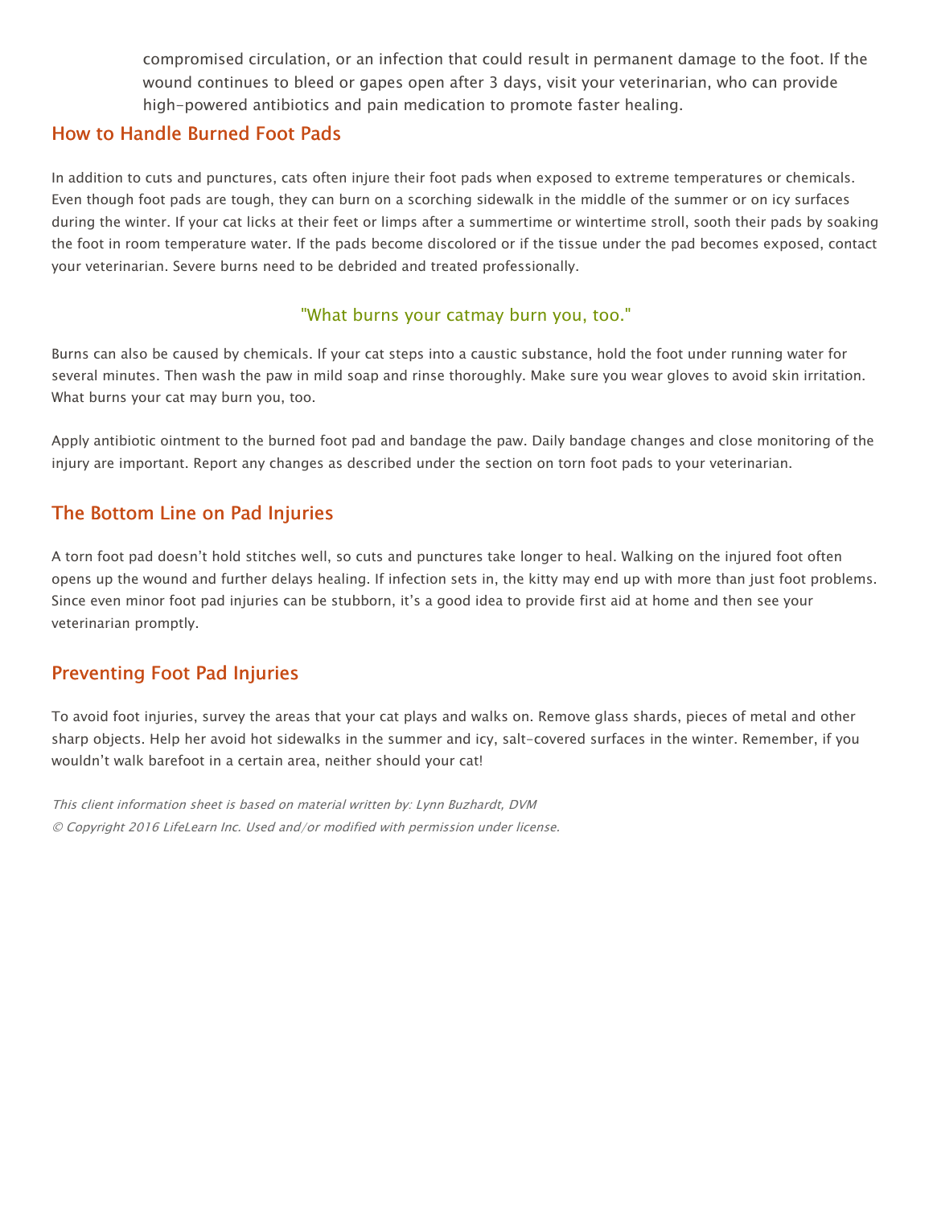compromised circulation, or an infection that could result in permanent damage to the foot. If the wound continues to bleed or gapes open after 3 days, visit your veterinarian, who can provide high-powered antibiotics and pain medication to promote faster healing.

## How to Handle Burned Foot Pads

In addition to cuts and punctures, cats often injure their foot pads when exposed to extreme temperatures or chemicals. Even though foot pads are tough, they can burn on a scorching sidewalk in the middle of the summer or on icy surfaces during the winter. If your cat licks at their feet or limps after a summertime or wintertime stroll, sooth their pads by soaking the foot in room temperature water. If the pads become discolored or if the tissue under the pad becomes exposed, contact your veterinarian. Severe burns need to be debrided and treated professionally.

"What burns your catmay burn you, too."

Burns can also be caused by chemicals. If your cat steps into a caustic substance, hold the foot under running water for several minutes. Then wash the paw in mild soap and rinse thoroughly. Make sure you wear gloves to avoid skin irritation. What burns your cat may burn you, too.

Apply antibiotic ointment to the burned foot pad and bandage the paw. Daily bandage changes and close monitoring of the injury are important. Report any changes as described under the section on torn foot pads to your veterinarian.

## The Bottom Line on Pad Injuries

A torn foot pad doesn't hold stitches well, so cuts and punctures take longer to heal. Walking on the injured foot often opens up the wound and further delays healing. If infection sets in, the kitty may end up with more than just foot problems. Since even minor foot pad injuries can be stubborn, it's a good idea to provide first aid at home and then see your veterinarian promptly.

## Preventing Foot Pad Injuries

To avoid foot injuries, survey the areas that your cat plays and walks on. Remove glass shards, pieces of metal and other sharp objects. Help her avoid hot sidewalks in the summer and icy, salt-covered surfaces in the winter. Remember, if you wouldn't walk barefoot in a certain area, neither should your cat!

*This client information sheet is based on material written by: Lynn Buzhardt, DVM*

*© Copyright 2016 LifeLearn Inc. Used and/or modified with permission under license.*